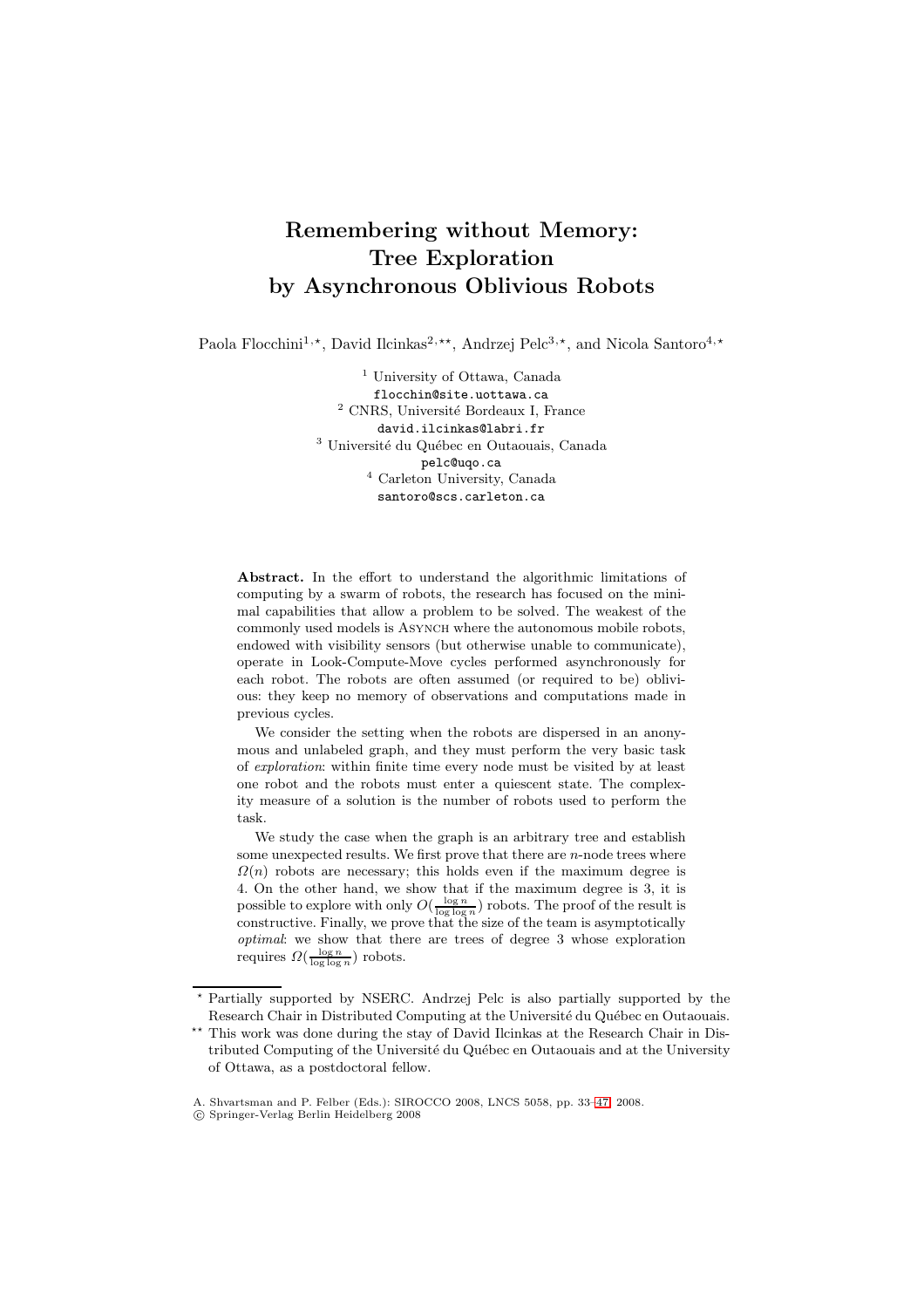# Remembering without Memory: Tree Exploration by Asynchronous Oblivious Robots

Paola Flocchini[1,⋆], David Ilcinkas[2,⋆⋆], Andrzej Pelc[3,⋆], and Nicola Santoro[4,⋆]

[1] University of Ottawa, Canada
flocchin@site.uottawa.ca
[2] CNRS, Université Bordeaux I, France
david.ilcinkas@labri.fr
[3] Université du Québec en Outaouais, Canada
pelc@uqo.ca
[4] Carleton University, Canada
santoro@scs.carleton.ca

**Abstract.** In the effort to understand the algorithmic limitations of computing by a swarm of robots, the research has focused on the minimal capabilities that allow a problem to be solved. The weakest of the commonly used models is Asynch where the autonomous mobile robots, endowed with visibility sensors (but otherwise unable to communicate), operate in Look-Compute-Move cycles performed asynchronously for each robot. The robots are often assumed (or required to be) oblivious: they keep no memory of observations and computations made in previous cycles.

We consider the setting when the robots are dispersed in an anonymous and unlabeled graph, and they must perform the very basic task of *exploration*: within finite time every node must be visited by at least one robot and the robots must enter a quiescent state. The complexity measure of a solution is the number of robots used to perform the task.

We study the case when the graph is an arbitrary tree and establish some unexpected results. We first prove that there are $n$-node trees where $\Omega(n)$ robots are necessary; this holds even if the maximum degree is 4. On the other hand, we show that if the maximum degree is 3, it is possible to explore with only $O(\frac{\log n}{\log \log n})$ robots. The proof of the result is constructive. Finally, we prove that the size of the team is asymptotically *optimal*: we show that there are trees of degree 3 whose exploration requires $\Omega(\frac{\log n}{\log \log n})$ robots.

---

⋆ Partially supported by NSERC. Andrzej Pelc is also partially supported by the Research Chair in Distributed Computing at the Université du Québec en Outaouais.

⋆⋆ This work was done during the stay of David Ilcinkas at the Research Chair in Distributed Computing of the Université du Québec en Outaouais and at the University of Ottawa, as a postdoctoral fellow.

A. Shvartsman and P. Felber (Eds.): SIROCCO 2008, LNCS 5058, pp. 33–47, 2008.
© Springer-Verlag Berlin Heidelberg 2008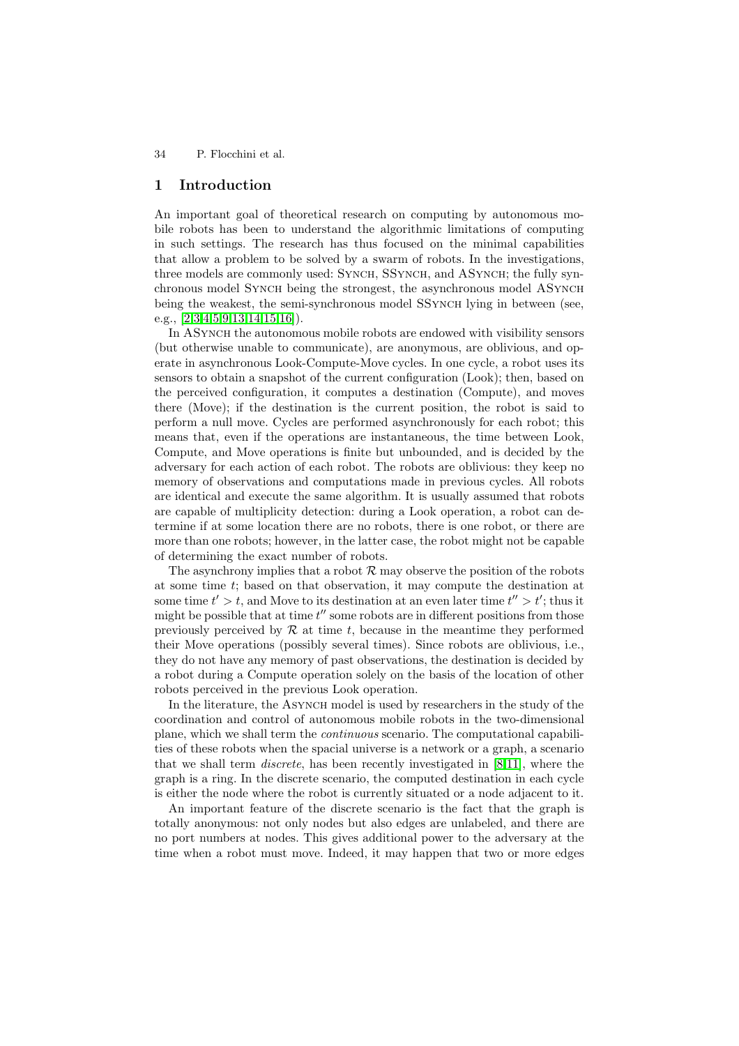## 1 Introduction

An important goal of theoretical research on computing by autonomous mobile robots has been to understand the algorithmic limitations of computing in such settings. The research has thus focused on the minimal capabilities that allow a problem to be solved by a swarm of robots. In the investigations, three models are commonly used: SYNCH, SSYNCH, and ASYNCH; the fully synchronous model SYNCH being the strongest, the asynchronous model ASYNCH being the weakest, the semi-synchronous model SSYNCH lying in between (see, e.g., [2,3,4,5,9,13,14,15,16]).

In ASYNCH the autonomous mobile robots are endowed with visibility sensors (but otherwise unable to communicate), are anonymous, are oblivious, and operate in asynchronous Look-Compute-Move cycles. In one cycle, a robot uses its sensors to obtain a snapshot of the current configuration (Look); then, based on the perceived configuration, it computes a destination (Compute), and moves there (Move); if the destination is the current position, the robot is said to perform a null move. Cycles are performed asynchronously for each robot; this means that, even if the operations are instantaneous, the time between Look, Compute, and Move operations is finite but unbounded, and is decided by the adversary for each action of each robot. The robots are oblivious: they keep no memory of observations and computations made in previous cycles. All robots are identical and execute the same algorithm. It is usually assumed that robots are capable of multiplicity detection: during a Look operation, a robot can determine if at some location there are no robots, there is one robot, or there are more than one robots; however, in the latter case, the robot might not be capable of determining the exact number of robots.

The asynchrony implies that a robot $\mathcal{R}$ may observe the position of the robots at some time $t$; based on that observation, it may compute the destination at some time $t' > t$, and Move to its destination at an even later time $t'' > t'$; thus it might be possible that at time $t''$ some robots are in different positions from those previously perceived by $\mathcal{R}$ at time $t$, because in the meantime they performed their Move operations (possibly several times). Since robots are oblivious, i.e., they do not have any memory of past observations, the destination is decided by a robot during a Compute operation solely on the basis of the location of other robots perceived in the previous Look operation.

In the literature, the ASYNCH model is used by researchers in the study of the coordination and control of autonomous mobile robots in the two-dimensional plane, which we shall term the *continuous* scenario. The computational capabilities of these robots when the spacial universe is a network or a graph, a scenario that we shall term *discrete*, has been recently investigated in [8,11], where the graph is a ring. In the discrete scenario, the computed destination in each cycle is either the node where the robot is currently situated or a node adjacent to it.

An important feature of the discrete scenario is the fact that the graph is totally anonymous: not only nodes but also edges are unlabeled, and there are no port numbers at nodes. This gives additional power to the adversary at the time when a robot must move. Indeed, it may happen that two or more edges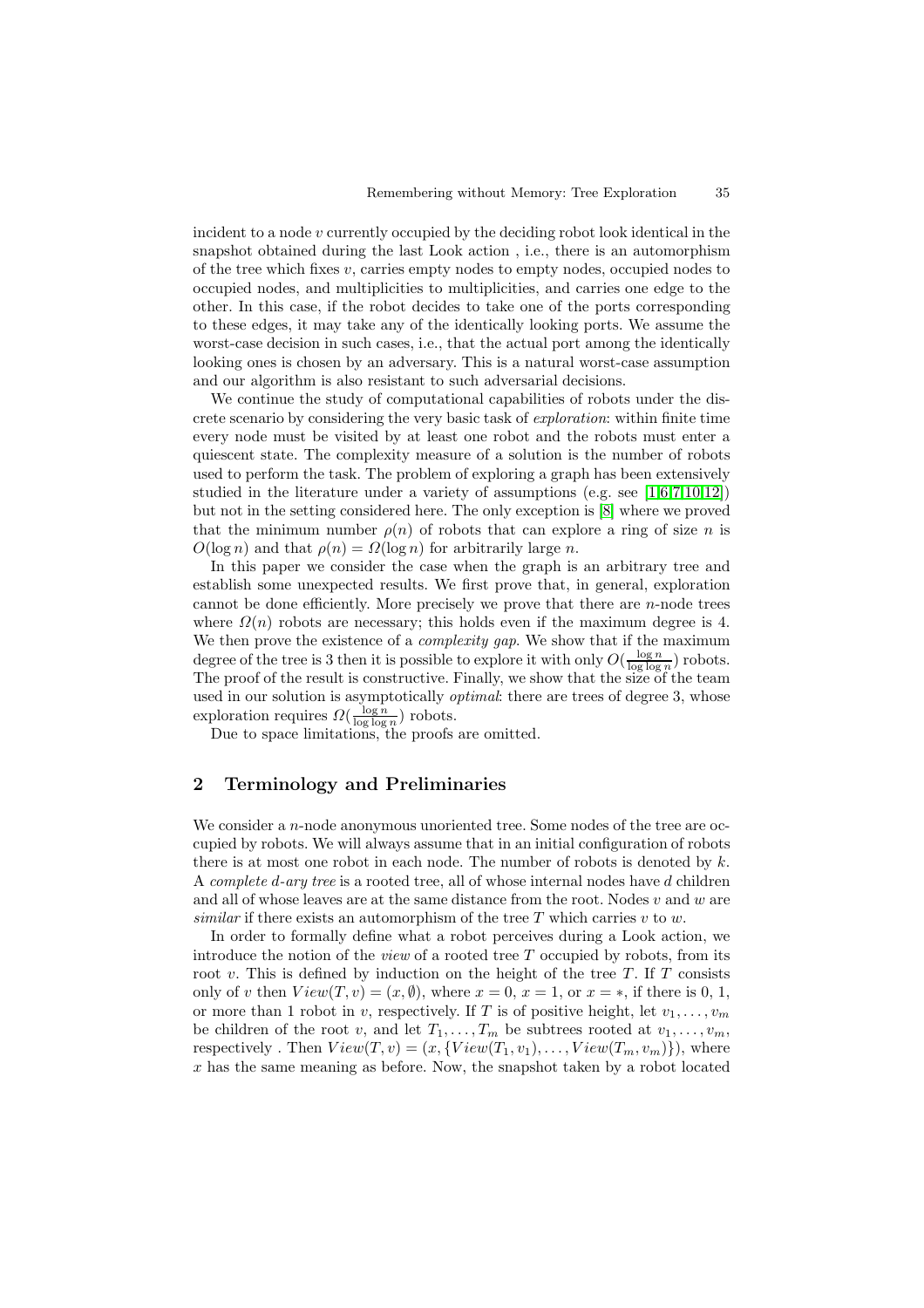incident to a node $v$ currently occupied by the deciding robot look identical in the snapshot obtained during the last Look action , i.e., there is an automorphism of the tree which fixes $v$, carries empty nodes to empty nodes, occupied nodes to occupied nodes, and multiplicities to multiplicities, and carries one edge to the other. In this case, if the robot decides to take one of the ports corresponding to these edges, it may take any of the identically looking ports. We assume the worst-case decision in such cases, i.e., that the actual port among the identically looking ones is chosen by an adversary. This is a natural worst-case assumption and our algorithm is also resistant to such adversarial decisions.

We continue the study of computational capabilities of robots under the discrete scenario by considering the very basic task of *exploration*: within finite time every node must be visited by at least one robot and the robots must enter a quiescent state. The complexity measure of a solution is the number of robots used to perform the task. The problem of exploring a graph has been extensively studied in the literature under a variety of assumptions (e.g. see [1,6,7,10,12]) but not in the setting considered here. The only exception is [8] where we proved that the minimum number $\rho(n)$ of robots that can explore a ring of size $n$ is $O(\log n)$ and that $\rho(n) = \Omega(\log n)$ for arbitrarily large $n$.

In this paper we consider the case when the graph is an arbitrary tree and establish some unexpected results. We first prove that, in general, exploration cannot be done efficiently. More precisely we prove that there are $n$-node trees where $\Omega(n)$ robots are necessary; this holds even if the maximum degree is 4. We then prove the existence of a *complexity gap*. We show that if the maximum degree of the tree is 3 then it is possible to explore it with only $O(\frac{\log n}{\log \log n})$ robots. The proof of the result is constructive. Finally, we show that the size of the team used in our solution is asymptotically *optimal*: there are trees of degree 3, whose exploration requires $\Omega(\frac{\log n}{\log \log n})$ robots.

Due to space limitations, the proofs are omitted.

## 2 Terminology and Preliminaries

We consider a $n$-node anonymous unoriented tree. Some nodes of the tree are occupied by robots. We will always assume that in an initial configuration of robots there is at most one robot in each node. The number of robots is denoted by $k$. A *complete d-ary tree* is a rooted tree, all of whose internal nodes have $d$ children and all of whose leaves are at the same distance from the root. Nodes $v$ and $w$ are *similar* if there exists an automorphism of the tree $T$ which carries $v$ to $w$.

In order to formally define what a robot perceives during a Look action, we introduce the notion of the *view* of a rooted tree $T$ occupied by robots, from its root $v$. This is defined by induction on the height of the tree $T$. If $T$ consists only of $v$ then $View(T, v) = (x, \emptyset)$, where $x = 0$, $x = 1$, or $x = *$, if there is 0, 1, or more than 1 robot in $v$, respectively. If $T$ is of positive height, let $v_1, \ldots, v_m$ be children of the root $v$, and let $T_1, \ldots, T_m$ be subtrees rooted at $v_1, \ldots, v_m$, respectively . Then $View(T, v) = (x, \{View(T_1, v_1), \ldots, View(T_m, v_m)\})$, where $x$ has the same meaning as before. Now, the snapshot taken by a robot located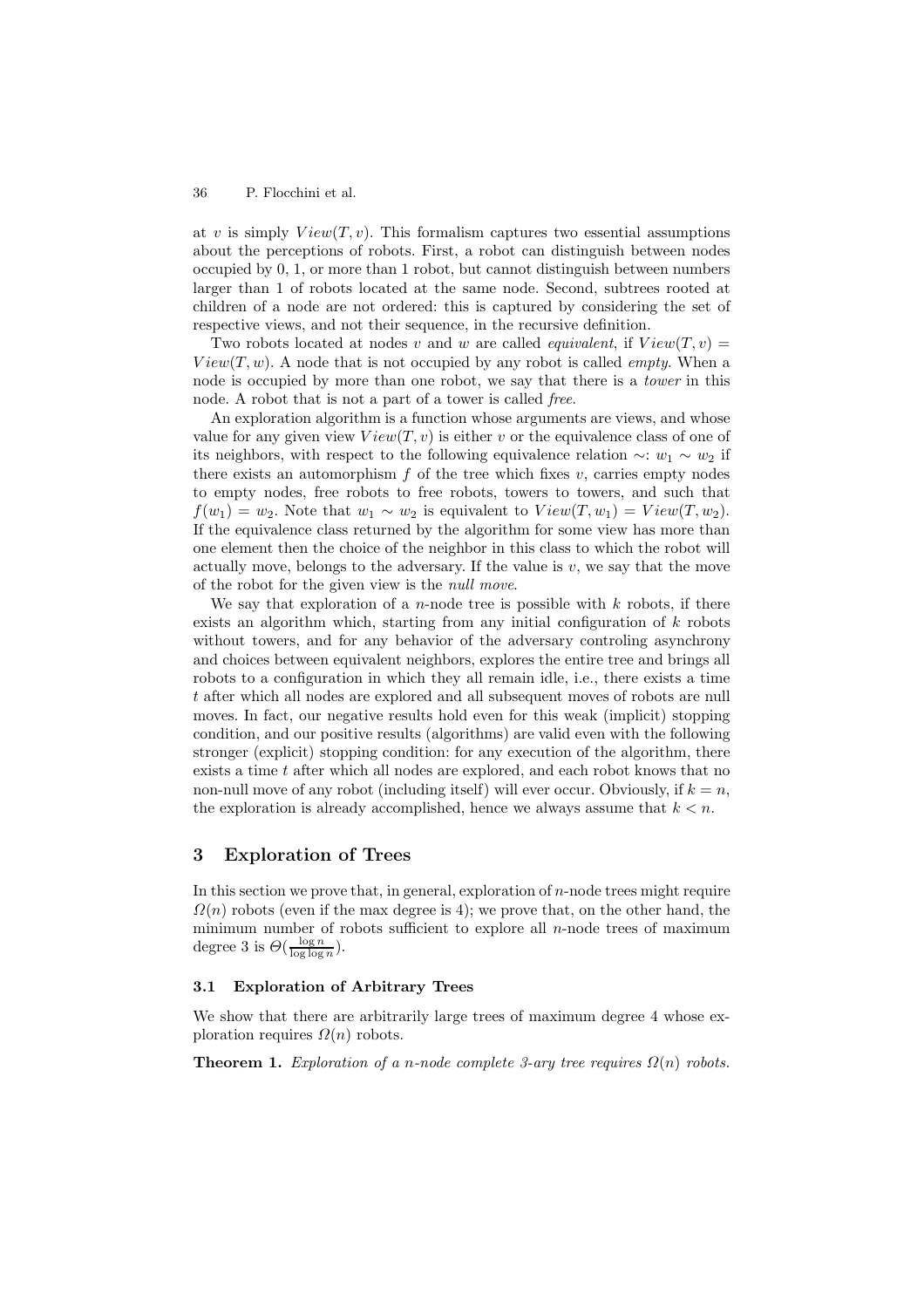at $v$ is simply $View(T, v)$. This formalism captures two essential assumptions about the perceptions of robots. First, a robot can distinguish between nodes occupied by 0, 1, or more than 1 robot, but cannot distinguish between numbers larger than 1 of robots located at the same node. Second, subtrees rooted at children of a node are not ordered: this is captured by considering the set of respective views, and not their sequence, in the recursive definition.

Two robots located at nodes $v$ and $w$ are called *equivalent*, if $View(T, v) = View(T, w)$. A node that is not occupied by any robot is called *empty*. When a node is occupied by more than one robot, we say that there is a *tower* in this node. A robot that is not a part of a tower is called *free*.

An exploration algorithm is a function whose arguments are views, and whose value for any given view $View(T, v)$ is either $v$ or the equivalence class of one of its neighbors, with respect to the following equivalence relation $\sim$: $w_1 \sim w_2$ if there exists an automorphism $f$ of the tree which fixes $v$, carries empty nodes to empty nodes, free robots to free robots, towers to towers, and such that $f(w_1) = w_2$. Note that $w_1 \sim w_2$ is equivalent to $View(T, w_1) = View(T, w_2)$. If the equivalence class returned by the algorithm for some view has more than one element then the choice of the neighbor in this class to which the robot will actually move, belongs to the adversary. If the value is $v$, we say that the move of the robot for the given view is the *null move*.

We say that exploration of a $n$-node tree is possible with $k$ robots, if there exists an algorithm which, starting from any initial configuration of $k$ robots without towers, and for any behavior of the adversary controling asynchrony and choices between equivalent neighbors, explores the entire tree and brings all robots to a configuration in which they all remain idle, i.e., there exists a time $t$ after which all nodes are explored and all subsequent moves of robots are null moves. In fact, our negative results hold even for this weak (implicit) stopping condition, and our positive results (algorithms) are valid even with the following stronger (explicit) stopping condition: for any execution of the algorithm, there exists a time $t$ after which all nodes are explored, and each robot knows that no non-null move of any robot (including itself) will ever occur. Obviously, if $k = n$, the exploration is already accomplished, hence we always assume that $k < n$.

## 3 Exploration of Trees

In this section we prove that, in general, exploration of $n$-node trees might require $\Omega(n)$ robots (even if the max degree is 4); we prove that, on the other hand, the minimum number of robots sufficient to explore all $n$-node trees of maximum degree 3 is $\Theta(\frac{\log n}{\log \log n})$.

### 3.1 Exploration of Arbitrary Trees

We show that there are arbitrarily large trees of maximum degree 4 whose exploration requires $\Omega(n)$ robots.

**Theorem 1.** *Exploration of a $n$-node complete 3-ary tree requires $\Omega(n)$ robots.*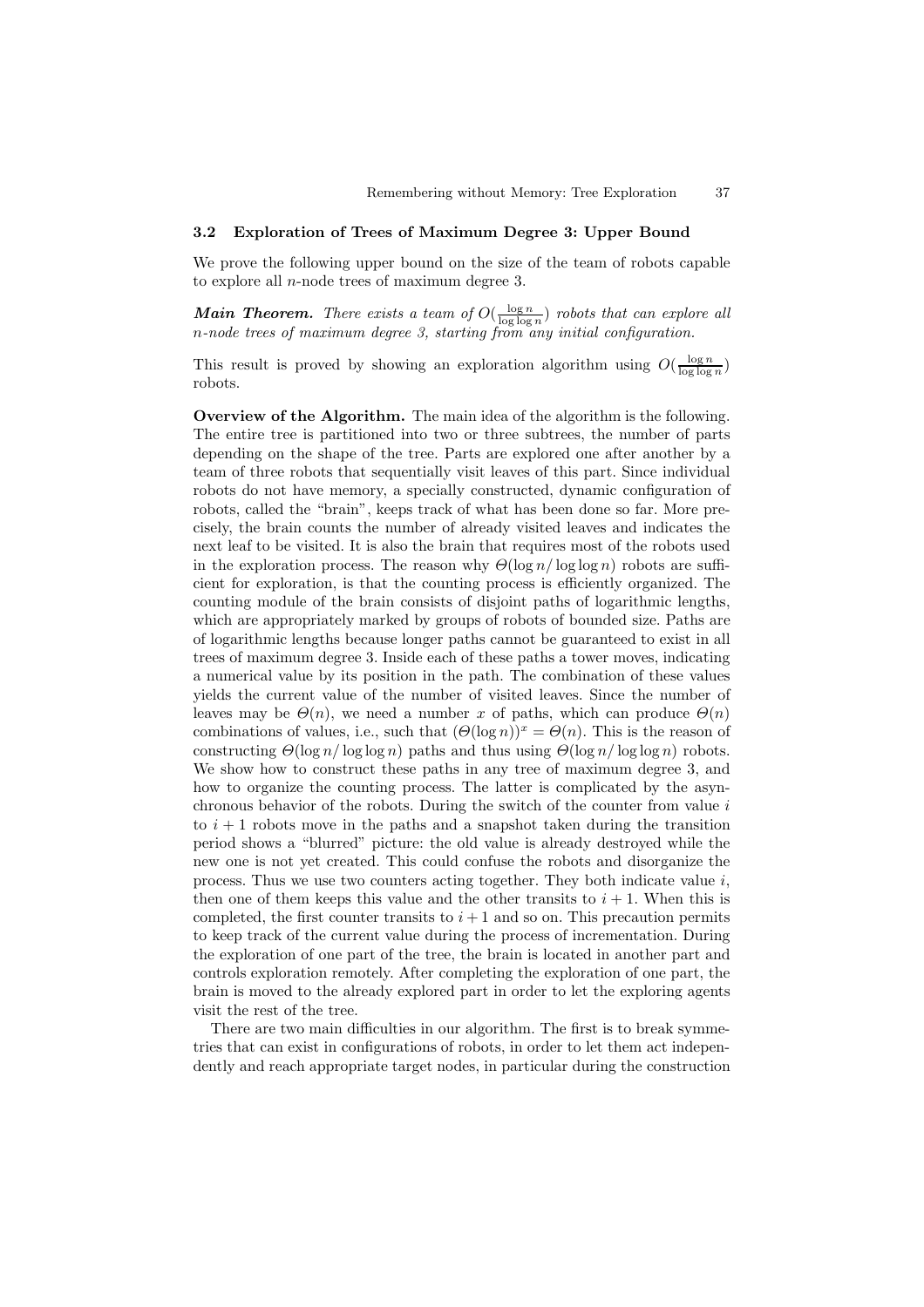### 3.2 Exploration of Trees of Maximum Degree 3: Upper Bound

We prove the following upper bound on the size of the team of robots capable to explore all $n$-node trees of maximum degree 3.

***Main Theorem.*** *There exists a team of $O(\frac{\log n}{\log \log n})$ robots that can explore all $n$-node trees of maximum degree 3, starting from any initial configuration.*

This result is proved by showing an exploration algorithm using $O(\frac{\log n}{\log \log n})$ robots.

**Overview of the Algorithm.** The main idea of the algorithm is the following. The entire tree is partitioned into two or three subtrees, the number of parts depending on the shape of the tree. Parts are explored one after another by a team of three robots that sequentially visit leaves of this part. Since individual robots do not have memory, a specially constructed, dynamic configuration of robots, called the "brain", keeps track of what has been done so far. More precisely, the brain counts the number of already visited leaves and indicates the next leaf to be visited. It is also the brain that requires most of the robots used in the exploration process. The reason why $\Theta(\log n/ \log \log n)$ robots are sufficient for exploration, is that the counting process is efficiently organized. The counting module of the brain consists of disjoint paths of logarithmic lengths, which are appropriately marked by groups of robots of bounded size. Paths are of logarithmic lengths because longer paths cannot be guaranteed to exist in all trees of maximum degree 3. Inside each of these paths a tower moves, indicating a numerical value by its position in the path. The combination of these values yields the current value of the number of visited leaves. Since the number of leaves may be $\Theta(n)$, we need a number $x$ of paths, which can produce $\Theta(n)$ combinations of values, i.e., such that $(\Theta(\log n))^x = \Theta(n)$. This is the reason of constructing $\Theta(\log n/ \log \log n)$ paths and thus using $\Theta(\log n/ \log \log n)$ robots. We show how to construct these paths in any tree of maximum degree 3, and how to organize the counting process. The latter is complicated by the asynchronous behavior of the robots. During the switch of the counter from value $i$ to $i + 1$ robots move in the paths and a snapshot taken during the transition period shows a "blurred" picture: the old value is already destroyed while the new one is not yet created. This could confuse the robots and disorganize the process. Thus we use two counters acting together. They both indicate value $i$, then one of them keeps this value and the other transits to $i + 1$. When this is completed, the first counter transits to $i + 1$ and so on. This precaution permits to keep track of the current value during the process of incrementation. During the exploration of one part of the tree, the brain is located in another part and controls exploration remotely. After completing the exploration of one part, the brain is moved to the already explored part in order to let the exploring agents visit the rest of the tree.

There are two main difficulties in our algorithm. The first is to break symmetries that can exist in configurations of robots, in order to let them act independently and reach appropriate target nodes, in particular during the construction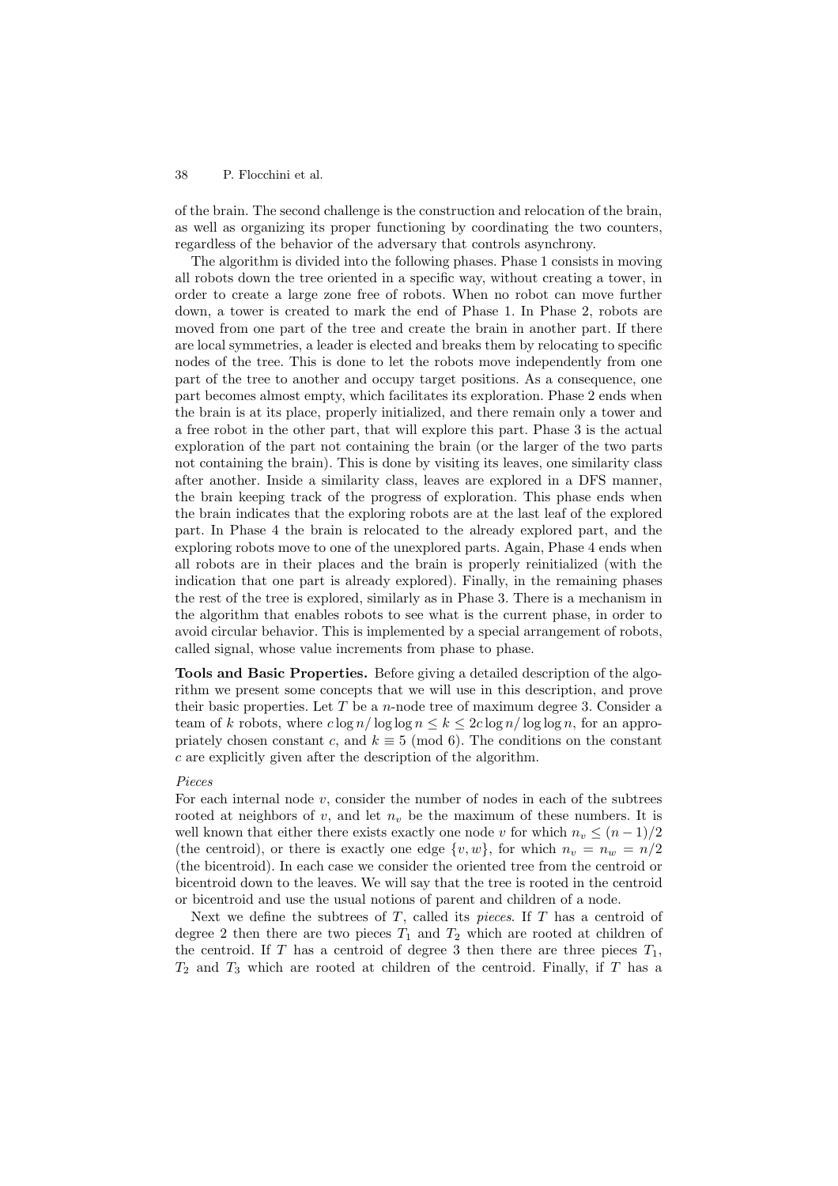of the brain. The second challenge is the construction and relocation of the brain, as well as organizing its proper functioning by coordinating the two counters, regardless of the behavior of the adversary that controls asynchrony.

The algorithm is divided into the following phases. Phase 1 consists in moving all robots down the tree oriented in a specific way, without creating a tower, in order to create a large zone free of robots. When no robot can move further down, a tower is created to mark the end of Phase 1. In Phase 2, robots are moved from one part of the tree and create the brain in another part. If there are local symmetries, a leader is elected and breaks them by relocating to specific nodes of the tree. This is done to let the robots move independently from one part of the tree to another and occupy target positions. As a consequence, one part becomes almost empty, which facilitates its exploration. Phase 2 ends when the brain is at its place, properly initialized, and there remain only a tower and a free robot in the other part, that will explore this part. Phase 3 is the actual exploration of the part not containing the brain (or the larger of the two parts not containing the brain). This is done by visiting its leaves, one similarity class after another. Inside a similarity class, leaves are explored in a DFS manner, the brain keeping track of the progress of exploration. This phase ends when the brain indicates that the exploring robots are at the last leaf of the explored part. In Phase 4 the brain is relocated to the already explored part, and the exploring robots move to one of the unexplored parts. Again, Phase 4 ends when all robots are in their places and the brain is properly reinitialized (with the indication that one part is already explored). Finally, in the remaining phases the rest of the tree is explored, similarly as in Phase 3. There is a mechanism in the algorithm that enables robots to see what is the current phase, in order to avoid circular behavior. This is implemented by a special arrangement of robots, called signal, whose value increments from phase to phase.

**Tools and Basic Properties.** Before giving a detailed description of the algorithm we present some concepts that we will use in this description, and prove their basic properties. Let $T$ be a $n$-node tree of maximum degree 3. Consider a team of $k$ robots, where $c \log n / \log \log n \leq k \leq 2c \log n / \log \log n$, for an appropriately chosen constant $c$, and $k \equiv 5 \pmod 6$. The conditions on the constant $c$ are explicitly given after the description of the algorithm.

*Pieces*

For each internal node $v$, consider the number of nodes in each of the subtrees rooted at neighbors of $v$, and let $n_v$ be the maximum of these numbers. It is well known that either there exists exactly one node $v$ for which $n_v \leq (n-1)/2$ (the centroid), or there is exactly one edge $\{v, w\}$, for which $n_v = n_w = n/2$ (the bicentroid). In each case we consider the oriented tree from the centroid or bicentroid down to the leaves. We will say that the tree is rooted in the centroid or bicentroid and use the usual notions of parent and children of a node.

Next we define the subtrees of $T$, called its *pieces*. If $T$ has a centroid of degree 2 then there are two pieces $T_1$ and $T_2$ which are rooted at children of the centroid. If $T$ has a centroid of degree 3 then there are three pieces $T_1$, $T_2$ and $T_3$ which are rooted at children of the centroid. Finally, if $T$ has a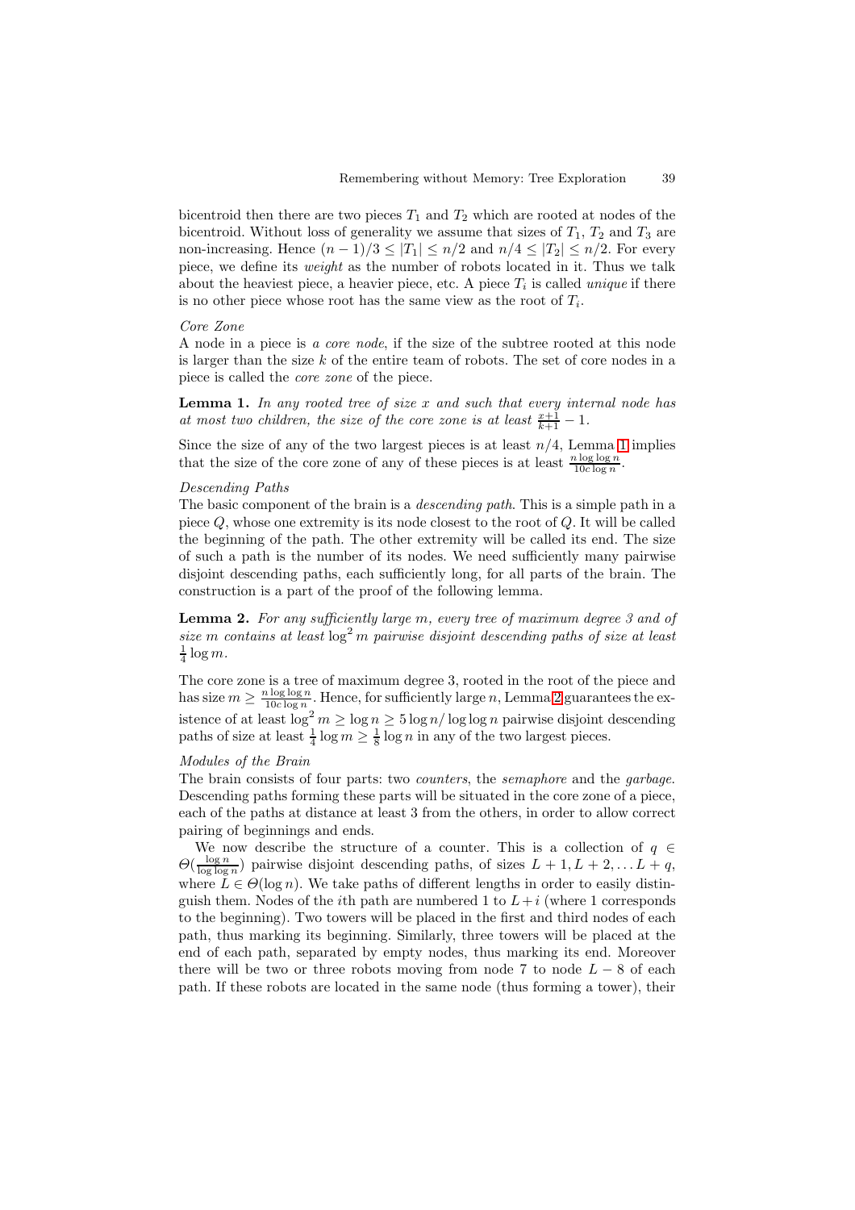bicentroid then there are two pieces $T_1$ and $T_2$ which are rooted at nodes of the bicentroid. Without loss of generality we assume that sizes of $T_1$, $T_2$ and $T_3$ are non-increasing. Hence $(n-1)/3 \leq |T_1| \leq n/2$ and $n/4 \leq |T_2| \leq n/2$. For every piece, we define its *weight* as the number of robots located in it. Thus we talk about the heaviest piece, a heavier piece, etc. A piece $T_i$ is called *unique* if there is no other piece whose root has the same view as the root of $T_i$.

*Core Zone*

A node in a piece is *a core node*, if the size of the subtree rooted at this node is larger than the size $k$ of the entire team of robots. The set of core nodes in a piece is called the *core zone* of the piece.

**Lemma 1.** *In any rooted tree of size $x$ and such that every internal node has at most two children, the size of the core zone is at least $\frac{x+1}{k+1} - 1$.*

Since the size of any of the two largest pieces is at least $n/4$, Lemma 1 implies that the size of the core zone of any of these pieces is at least $\frac{n \log \log n}{10c \log n}$.

*Descending Paths*

The basic component of the brain is a *descending path*. This is a simple path in a piece $Q$, whose one extremity is its node closest to the root of $Q$. It will be called the beginning of the path. The other extremity will be called its end. The size of such a path is the number of its nodes. We need sufficiently many pairwise disjoint descending paths, each sufficiently long, for all parts of the brain. The construction is a part of the proof of the following lemma.

**Lemma 2.** *For any sufficiently large $m$, every tree of maximum degree 3 and of size $m$ contains at least $\log^2 m$ pairwise disjoint descending paths of size at least $\frac{1}{4} \log m$.*

The core zone is a tree of maximum degree 3, rooted in the root of the piece and has size $m \geq \frac{n \log \log n}{10c \log n}$. Hence, for sufficiently large $n$, Lemma 2 guarantees the existence of at least $\log^2 m \geq \log n \geq 5 \log n / \log \log n$ pairwise disjoint descending paths of size at least $\frac{1}{4} \log m \geq \frac{1}{8} \log n$ in any of the two largest pieces.

*Modules of the Brain*

The brain consists of four parts: two *counters*, the *semaphore* and the *garbage*. Descending paths forming these parts will be situated in the core zone of a piece, each of the paths at distance at least 3 from the others, in order to allow correct pairing of beginnings and ends.

We now describe the structure of a counter. This is a collection of $q \in \Theta(\frac{\log n}{\log \log n})$ pairwise disjoint descending paths, of sizes $L+1, L+2, \ldots L+q$, where $L \in \Theta(\log n)$. We take paths of different lengths in order to easily distinguish them. Nodes of the $i$th path are numbered 1 to $L+i$ (where 1 corresponds to the beginning). Two towers will be placed in the first and third nodes of each path, thus marking its beginning. Similarly, three towers will be placed at the end of each path, separated by empty nodes, thus marking its end. Moreover there will be two or three robots moving from node 7 to node $L-8$ of each path. If these robots are located in the same node (thus forming a tower), their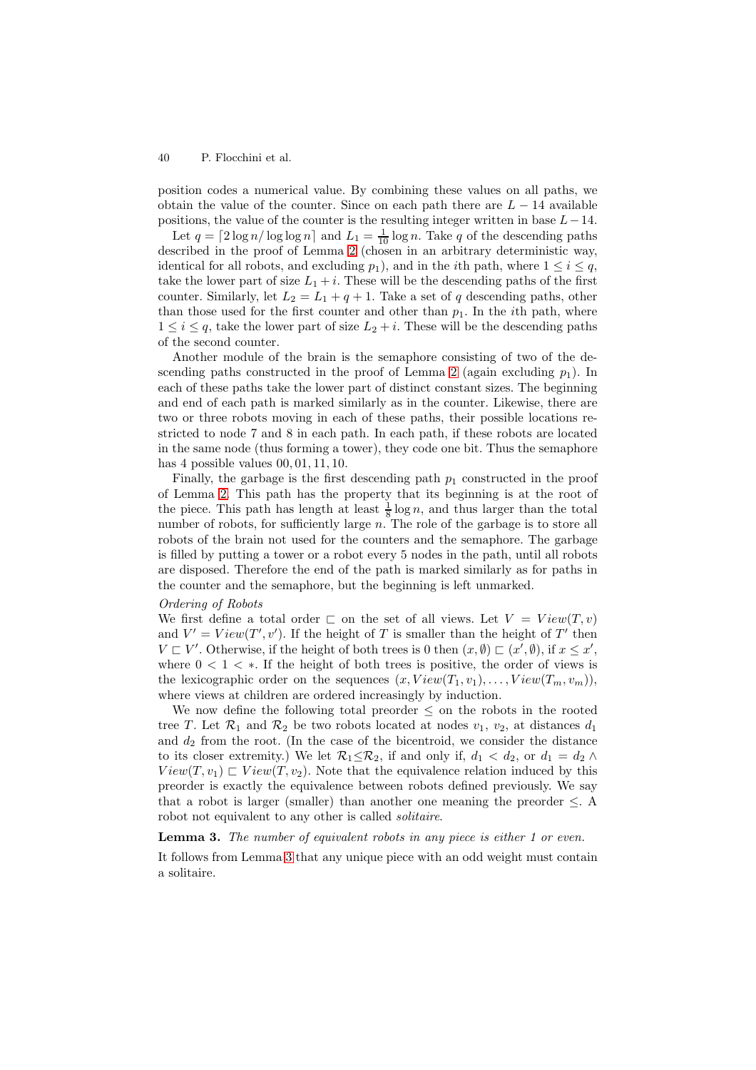position codes a numerical value. By combining these values on all paths, we obtain the value of the counter. Since on each path there are $L - 14$ available positions, the value of the counter is the resulting integer written in base $L - 14$.

Let $q = \lceil 2 \log n / \log \log n \rceil$ and $L_1 = \frac{1}{10} \log n$. Take $q$ of the descending paths described in the proof of Lemma 2 (chosen in an arbitrary deterministic way, identical for all robots, and excluding $p_1$), and in the $i$th path, where $1 \leq i \leq q$, take the lower part of size $L_1 + i$. These will be the descending paths of the first counter. Similarly, let $L_2 = L_1 + q + 1$. Take a set of $q$ descending paths, other than those used for the first counter and other than $p_1$. In the $i$th path, where $1 \leq i \leq q$, take the lower part of size $L_2 + i$. These will be the descending paths of the second counter.

Another module of the brain is the semaphore consisting of two of the descending paths constructed in the proof of Lemma 2 (again excluding $p_1$). In each of these paths take the lower part of distinct constant sizes. The beginning and end of each path is marked similarly as in the counter. Likewise, there are two or three robots moving in each of these paths, their possible locations restricted to node 7 and 8 in each path. In each path, if these robots are located in the same node (thus forming a tower), they code one bit. Thus the semaphore has 4 possible values $00, 01, 11, 10$.

Finally, the garbage is the first descending path $p_1$ constructed in the proof of Lemma 2. This path has the property that its beginning is at the root of the piece. This path has length at least $\frac{1}{8} \log n$, and thus larger than the total number of robots, for sufficiently large $n$. The role of the garbage is to store all robots of the brain not used for the counters and the semaphore. The garbage is filled by putting a tower or a robot every 5 nodes in the path, until all robots are disposed. Therefore the end of the path is marked similarly as for paths in the counter and the semaphore, but the beginning is left unmarked.

*Ordering of Robots*

We first define a total order $\sqsubset$ on the set of all views. Let $V = View(T, v)$ and $V' = View(T', v')$. If the height of $T$ is smaller than the height of $T'$ then $V \sqsubset V'$. Otherwise, if the height of both trees is 0 then $(x, \emptyset) \sqsubset (x', \emptyset)$, if $x \leq x'$, where $0 < 1 < *$. If the height of both trees is positive, the order of views is the lexicographic order on the sequences $(x, View(T_1, v_1), \ldots, View(T_m, v_m))$, where views at children are ordered increasingly by induction.

We now define the following total preorder $\leq$ on the robots in the rooted tree $T$. Let $\mathcal{R}_1$ and $\mathcal{R}_2$ be two robots located at nodes $v_1$, $v_2$, at distances $d_1$ and $d_2$ from the root. (In the case of the bicentroid, we consider the distance to its closer extremity.) We let $\mathcal{R}_1 \leq \mathcal{R}_2$, if and only if, $d_1 < d_2$, or $d_1 = d_2 \wedge View(T, v_1) \sqsubset View(T, v_2)$. Note that the equivalence relation induced by this preorder is exactly the equivalence between robots defined previously. We say that a robot is larger (smaller) than another one meaning the preorder $\leq$. A robot not equivalent to any other is called *solitaire*.

**Lemma 3.** *The number of equivalent robots in any piece is either 1 or even.*

It follows from Lemma 3 that any unique piece with an odd weight must contain a solitaire.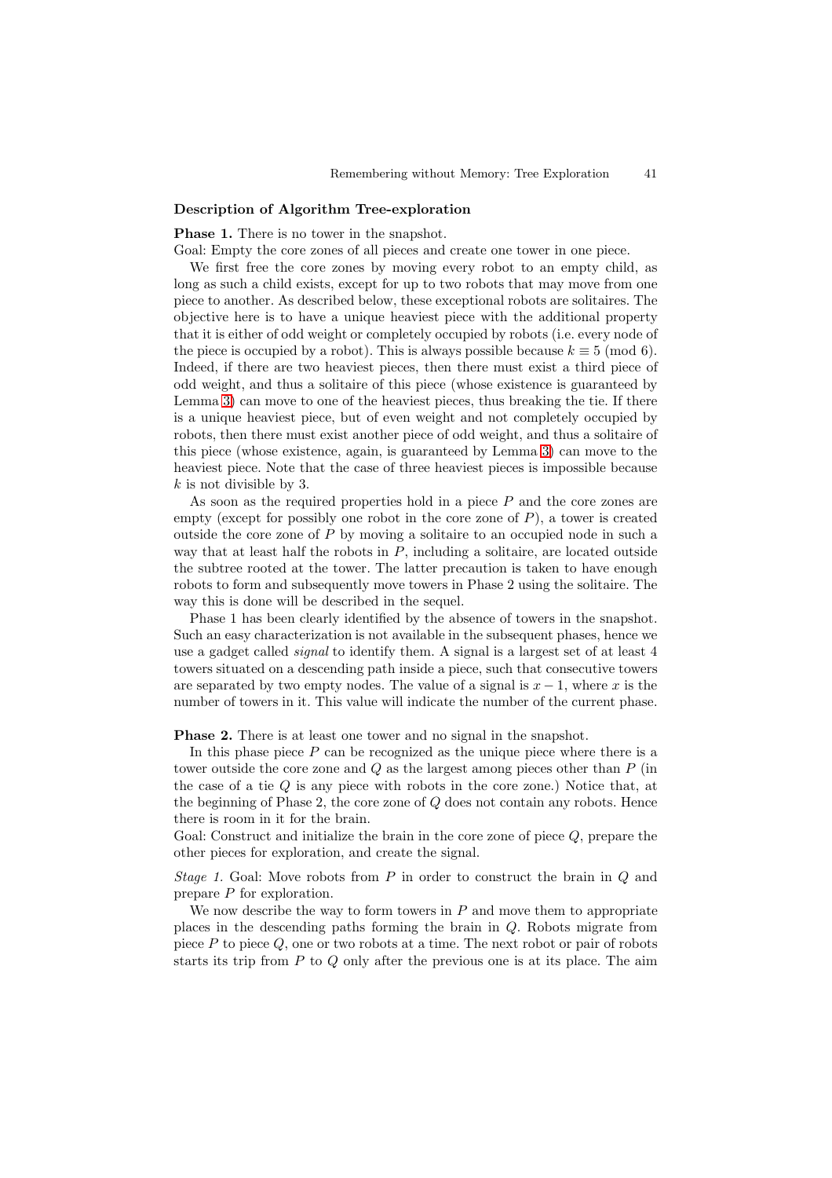**Description of Algorithm Tree-exploration**

**Phase 1.** There is no tower in the snapshot.
Goal: Empty the core zones of all pieces and create one tower in one piece.

We first free the core zones by moving every robot to an empty child, as long as such a child exists, except for up to two robots that may move from one piece to another. As described below, these exceptional robots are solitaires. The objective here is to have a unique heaviest piece with the additional property that it is either of odd weight or completely occupied by robots (i.e. every node of the piece is occupied by a robot). This is always possible because $k \equiv 5 \pmod 6$. Indeed, if there are two heaviest pieces, then there must exist a third piece of odd weight, and thus a solitaire of this piece (whose existence is guaranteed by Lemma 3) can move to one of the heaviest pieces, thus breaking the tie. If there is a unique heaviest piece, but of even weight and not completely occupied by robots, then there must exist another piece of odd weight, and thus a solitaire of this piece (whose existence, again, is guaranteed by Lemma 3) can move to the heaviest piece. Note that the case of three heaviest pieces is impossible because $k$ is not divisible by 3.

As soon as the required properties hold in a piece $P$ and the core zones are empty (except for possibly one robot in the core zone of $P$), a tower is created outside the core zone of $P$ by moving a solitaire to an occupied node in such a way that at least half the robots in $P$, including a solitaire, are located outside the subtree rooted at the tower. The latter precaution is taken to have enough robots to form and subsequently move towers in Phase 2 using the solitaire. The way this is done will be described in the sequel.

Phase 1 has been clearly identified by the absence of towers in the snapshot. Such an easy characterization is not available in the subsequent phases, hence we use a gadget called *signal* to identify them. A signal is a largest set of at least 4 towers situated on a descending path inside a piece, such that consecutive towers are separated by two empty nodes. The value of a signal is $x-1$, where $x$ is the number of towers in it. This value will indicate the number of the current phase.

**Phase 2.** There is at least one tower and no signal in the snapshot.

In this phase piece $P$ can be recognized as the unique piece where there is a tower outside the core zone and $Q$ as the largest among pieces other than $P$ (in the case of a tie $Q$ is any piece with robots in the core zone.) Notice that, at the beginning of Phase 2, the core zone of $Q$ does not contain any robots. Hence there is room in it for the brain.
Goal: Construct and initialize the brain in the core zone of piece $Q$, prepare the other pieces for exploration, and create the signal.

*Stage 1.* Goal: Move robots from $P$ in order to construct the brain in $Q$ and prepare $P$ for exploration.

We now describe the way to form towers in $P$ and move them to appropriate places in the descending paths forming the brain in $Q$. Robots migrate from piece $P$ to piece $Q$, one or two robots at a time. The next robot or pair of robots starts its trip from $P$ to $Q$ only after the previous one is at its place. The aim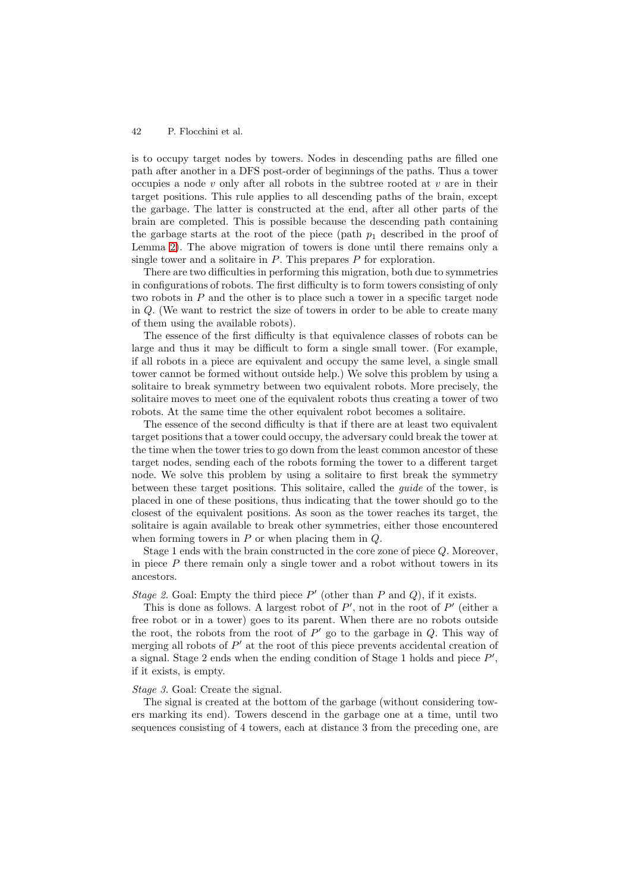is to occupy target nodes by towers. Nodes in descending paths are filled one path after another in a DFS post-order of beginnings of the paths. Thus a tower occupies a node $v$ only after all robots in the subtree rooted at $v$ are in their target positions. This rule applies to all descending paths of the brain, except the garbage. The latter is constructed at the end, after all other parts of the brain are completed. This is possible because the descending path containing the garbage starts at the root of the piece (path $p_1$ described in the proof of Lemma 2). The above migration of towers is done until there remains only a single tower and a solitaire in $P$. This prepares $P$ for exploration.

There are two difficulties in performing this migration, both due to symmetries in configurations of robots. The first difficulty is to form towers consisting of only two robots in $P$ and the other is to place such a tower in a specific target node in $Q$. (We want to restrict the size of towers in order to be able to create many of them using the available robots).

The essence of the first difficulty is that equivalence classes of robots can be large and thus it may be difficult to form a single small tower. (For example, if all robots in a piece are equivalent and occupy the same level, a single small tower cannot be formed without outside help.) We solve this problem by using a solitaire to break symmetry between two equivalent robots. More precisely, the solitaire moves to meet one of the equivalent robots thus creating a tower of two robots. At the same time the other equivalent robot becomes a solitaire.

The essence of the second difficulty is that if there are at least two equivalent target positions that a tower could occupy, the adversary could break the tower at the time when the tower tries to go down from the least common ancestor of these target nodes, sending each of the robots forming the tower to a different target node. We solve this problem by using a solitaire to first break the symmetry between these target positions. This solitaire, called the *guide* of the tower, is placed in one of these positions, thus indicating that the tower should go to the closest of the equivalent positions. As soon as the tower reaches its target, the solitaire is again available to break other symmetries, either those encountered when forming towers in $P$ or when placing them in $Q$.

Stage 1 ends with the brain constructed in the core zone of piece $Q$. Moreover, in piece $P$ there remain only a single tower and a robot without towers in its ancestors.

*Stage 2.* Goal: Empty the third piece $P'$ (other than $P$ and $Q$), if it exists.

This is done as follows. A largest robot of $P'$, not in the root of $P'$ (either a free robot or in a tower) goes to its parent. When there are no robots outside the root, the robots from the root of $P'$ go to the garbage in $Q$. This way of merging all robots of $P'$ at the root of this piece prevents accidental creation of a signal. Stage 2 ends when the ending condition of Stage 1 holds and piece $P'$, if it exists, is empty.

*Stage 3.* Goal: Create the signal.

The signal is created at the bottom of the garbage (without considering towers marking its end). Towers descend in the garbage one at a time, until two sequences consisting of 4 towers, each at distance 3 from the preceding one, are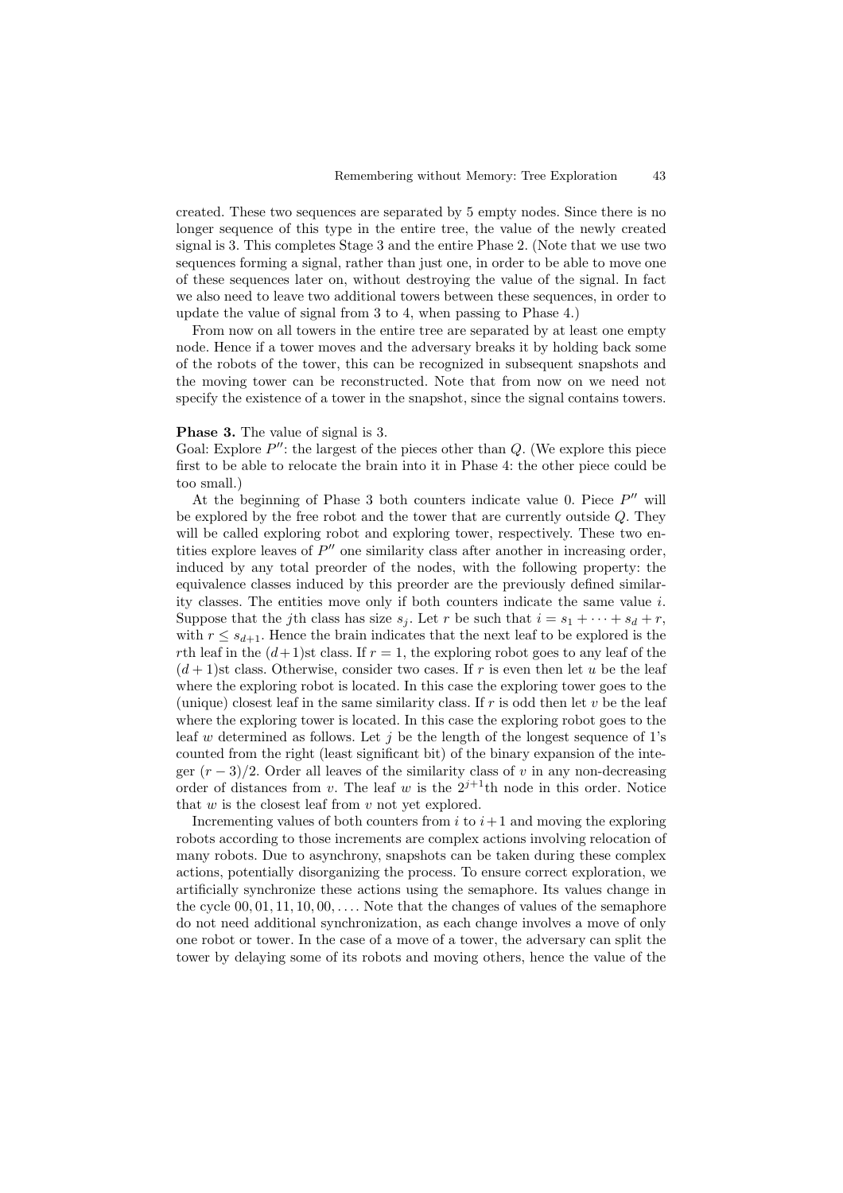created. These two sequences are separated by 5 empty nodes. Since there is no longer sequence of this type in the entire tree, the value of the newly created signal is 3. This completes Stage 3 and the entire Phase 2. (Note that we use two sequences forming a signal, rather than just one, in order to be able to move one of these sequences later on, without destroying the value of the signal. In fact we also need to leave two additional towers between these sequences, in order to update the value of signal from 3 to 4, when passing to Phase 4.)

From now on all towers in the entire tree are separated by at least one empty node. Hence if a tower moves and the adversary breaks it by holding back some of the robots of the tower, this can be recognized in subsequent snapshots and the moving tower can be reconstructed. Note that from now on we need not specify the existence of a tower in the snapshot, since the signal contains towers.

**Phase 3.** The value of signal is 3.
Goal: Explore $P''$: the largest of the pieces other than $Q$. (We explore this piece first to be able to relocate the brain into it in Phase 4: the other piece could be too small.)

At the beginning of Phase 3 both counters indicate value 0. Piece $P''$ will be explored by the free robot and the tower that are currently outside $Q$. They will be called exploring robot and exploring tower, respectively. These two entities explore leaves of $P''$ one similarity class after another in increasing order, induced by any total preorder of the nodes, with the following property: the equivalence classes induced by this preorder are the previously defined similarity classes. The entities move only if both counters indicate the same value $i$. Suppose that the $j$th class has size $s_j$. Let $r$ be such that $i = s_1 + \cdots + s_d + r$, with $r \leq s_{d+1}$. Hence the brain indicates that the next leaf to be explored is the $r$th leaf in the $(d+1)$st class. If $r = 1$, the exploring robot goes to any leaf of the $(d+1)$st class. Otherwise, consider two cases. If $r$ is even then let $u$ be the leaf where the exploring robot is located. In this case the exploring tower goes to the (unique) closest leaf in the same similarity class. If $r$ is odd then let $v$ be the leaf where the exploring tower is located. In this case the exploring robot goes to the leaf $w$ determined as follows. Let $j$ be the length of the longest sequence of 1's counted from the right (least significant bit) of the binary expansion of the integer $(r-3)/2$. Order all leaves of the similarity class of $v$ in any non-decreasing order of distances from $v$. The leaf $w$ is the $2^{j+1}$th node in this order. Notice that $w$ is the closest leaf from $v$ not yet explored.

Incrementing values of both counters from $i$ to $i+1$ and moving the exploring robots according to those increments are complex actions involving relocation of many robots. Due to asynchrony, snapshots can be taken during these complex actions, potentially disorganizing the process. To ensure correct exploration, we artificially synchronize these actions using the semaphore. Its values change in the cycle $00, 01, 11, 10, 00, \ldots$. Note that the changes of values of the semaphore do not need additional synchronization, as each change involves a move of only one robot or tower. In the case of a move of a tower, the adversary can split the tower by delaying some of its robots and moving others, hence the value of the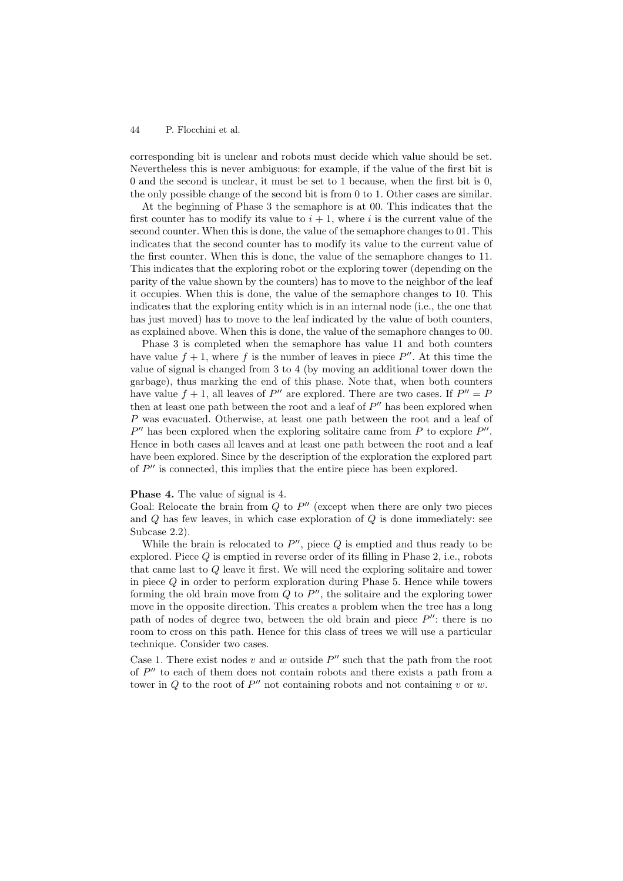corresponding bit is unclear and robots must decide which value should be set. Nevertheless this is never ambiguous: for example, if the value of the first bit is 0 and the second is unclear, it must be set to 1 because, when the first bit is 0, the only possible change of the second bit is from 0 to 1. Other cases are similar.

At the beginning of Phase 3 the semaphore is at 00. This indicates that the first counter has to modify its value to $i+1$, where $i$ is the current value of the second counter. When this is done, the value of the semaphore changes to 01. This indicates that the second counter has to modify its value to the current value of the first counter. When this is done, the value of the semaphore changes to 11. This indicates that the exploring robot or the exploring tower (depending on the parity of the value shown by the counters) has to move to the neighbor of the leaf it occupies. When this is done, the value of the semaphore changes to 10. This indicates that the exploring entity which is in an internal node (i.e., the one that has just moved) has to move to the leaf indicated by the value of both counters, as explained above. When this is done, the value of the semaphore changes to 00.

Phase 3 is completed when the semaphore has value 11 and both counters have value $f+1$, where $f$ is the number of leaves in piece $P''$. At this time the value of signal is changed from 3 to 4 (by moving an additional tower down the garbage), thus marking the end of this phase. Note that, when both counters have value $f+1$, all leaves of $P''$ are explored. There are two cases. If $P'' = P$ then at least one path between the root and a leaf of $P''$ has been explored when $P$ was evacuated. Otherwise, at least one path between the root and a leaf of $P''$ has been explored when the exploring solitaire came from $P$ to explore $P''$. Hence in both cases all leaves and at least one path between the root and a leaf have been explored. Since by the description of the exploration the explored part of $P''$ is connected, this implies that the entire piece has been explored.

**Phase 4.** The value of signal is 4.
Goal: Relocate the brain from $Q$ to $P''$ (except when there are only two pieces and $Q$ has few leaves, in which case exploration of $Q$ is done immediately: see Subcase 2.2).

While the brain is relocated to $P''$, piece $Q$ is emptied and thus ready to be explored. Piece $Q$ is emptied in reverse order of its filling in Phase 2, i.e., robots that came last to $Q$ leave it first. We will need the exploring solitaire and tower in piece $Q$ in order to perform exploration during Phase 5. Hence while towers forming the old brain move from $Q$ to $P''$, the solitaire and the exploring tower move in the opposite direction. This creates a problem when the tree has a long path of nodes of degree two, between the old brain and piece $P''$: there is no room to cross on this path. Hence for this class of trees we will use a particular technique. Consider two cases.

Case 1. There exist nodes $v$ and $w$ outside $P''$ such that the path from the root of $P''$ to each of them does not contain robots and there exists a path from a tower in $Q$ to the root of $P''$ not containing robots and not containing $v$ or $w$.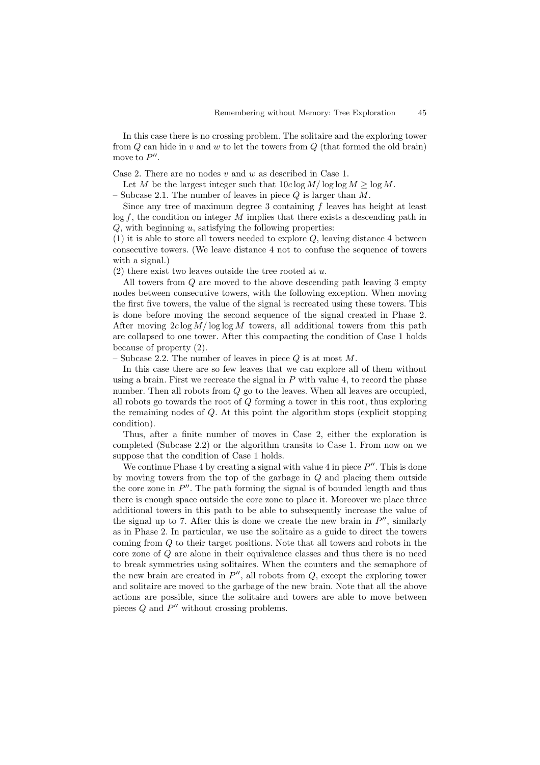In this case there is no crossing problem. The solitaire and the exploring tower from $Q$ can hide in $v$ and $w$ to let the towers from $Q$ (that formed the old brain) move to $P''$.

Case 2. There are no nodes $v$ and $w$ as described in Case 1.

Let $M$ be the largest integer such that $10c \log M / \log \log M \geq \log M$.

– Subcase 2.1. The number of leaves in piece $Q$ is larger than $M$.

Since any tree of maximum degree 3 containing $f$ leaves has height at least $\log f$, the condition on integer $M$ implies that there exists a descending path in $Q$, with beginning $u$, satisfying the following properties:

(1) it is able to store all towers needed to explore $Q$, leaving distance 4 between consecutive towers. (We leave distance 4 not to confuse the sequence of towers with a signal.)

(2) there exist two leaves outside the tree rooted at $u$.

All towers from $Q$ are moved to the above descending path leaving 3 empty nodes between consecutive towers, with the following exception. When moving the first five towers, the value of the signal is recreated using these towers. This is done before moving the second sequence of the signal created in Phase 2. After moving $2c \log M / \log \log M$ towers, all additional towers from this path are collapsed to one tower. After this compacting the condition of Case 1 holds because of property (2).

– Subcase 2.2. The number of leaves in piece $Q$ is at most $M$.

In this case there are so few leaves that we can explore all of them without using a brain. First we recreate the signal in $P$ with value 4, to record the phase number. Then all robots from $Q$ go to the leaves. When all leaves are occupied, all robots go towards the root of $Q$ forming a tower in this root, thus exploring the remaining nodes of $Q$. At this point the algorithm stops (explicit stopping condition).

Thus, after a finite number of moves in Case 2, either the exploration is completed (Subcase 2.2) or the algorithm transits to Case 1. From now on we suppose that the condition of Case 1 holds.

We continue Phase 4 by creating a signal with value 4 in piece $P''$. This is done by moving towers from the top of the garbage in $Q$ and placing them outside the core zone in $P''$. The path forming the signal is of bounded length and thus there is enough space outside the core zone to place it. Moreover we place three additional towers in this path to be able to subsequently increase the value of the signal up to 7. After this is done we create the new brain in $P''$, similarly as in Phase 2. In particular, we use the solitaire as a guide to direct the towers coming from $Q$ to their target positions. Note that all towers and robots in the core zone of $Q$ are alone in their equivalence classes and thus there is no need to break symmetries using solitaires. When the counters and the semaphore of the new brain are created in $P''$, all robots from $Q$, except the exploring tower and solitaire are moved to the garbage of the new brain. Note that all the above actions are possible, since the solitaire and towers are able to move between pieces $Q$ and $P''$ without crossing problems.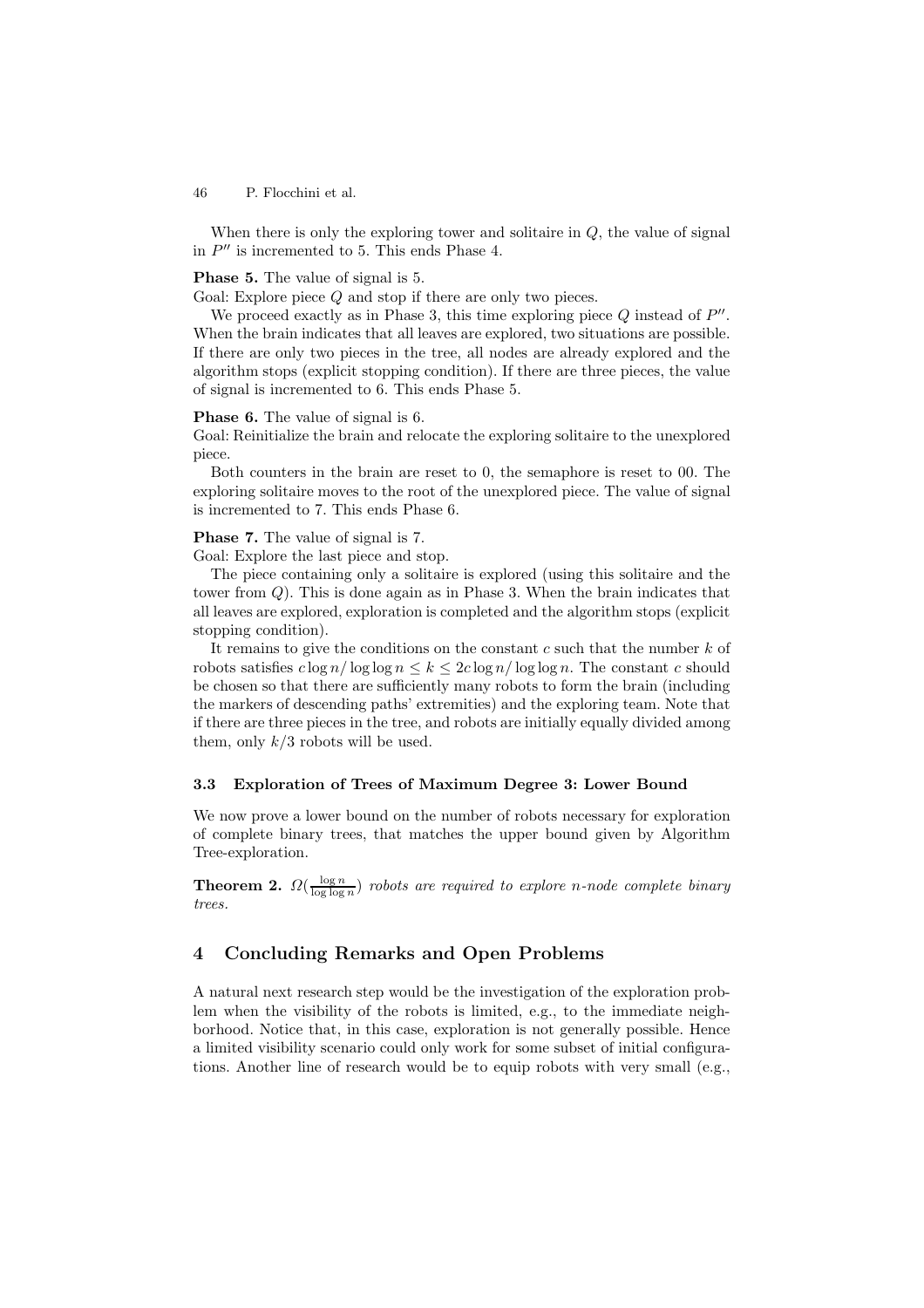When there is only the exploring tower and solitaire in $Q$, the value of signal in $P''$ is incremented to 5. This ends Phase 4.

**Phase 5.** The value of signal is 5.
Goal: Explore piece $Q$ and stop if there are only two pieces.

We proceed exactly as in Phase 3, this time exploring piece $Q$ instead of $P''$. When the brain indicates that all leaves are explored, two situations are possible. If there are only two pieces in the tree, all nodes are already explored and the algorithm stops (explicit stopping condition). If there are three pieces, the value of signal is incremented to 6. This ends Phase 5.

**Phase 6.** The value of signal is 6.
Goal: Reinitialize the brain and relocate the exploring solitaire to the unexplored piece.

Both counters in the brain are reset to 0, the semaphore is reset to 00. The exploring solitaire moves to the root of the unexplored piece. The value of signal is incremented to 7. This ends Phase 6.

**Phase 7.** The value of signal is 7.
Goal: Explore the last piece and stop.

The piece containing only a solitaire is explored (using this solitaire and the tower from $Q$). This is done again as in Phase 3. When the brain indicates that all leaves are explored, exploration is completed and the algorithm stops (explicit stopping condition).

It remains to give the conditions on the constant $c$ such that the number $k$ of robots satisfies $c \log n / \log \log n \leq k \leq 2c \log n / \log \log n$. The constant $c$ should be chosen so that there are sufficiently many robots to form the brain (including the markers of descending paths' extremities) and the exploring team. Note that if there are three pieces in the tree, and robots are initially equally divided among them, only $k/3$ robots will be used.

### 3.3 Exploration of Trees of Maximum Degree 3: Lower Bound

We now prove a lower bound on the number of robots necessary for exploration of complete binary trees, that matches the upper bound given by Algorithm Tree-exploration.

**Theorem 2.** *$\Omega(\frac{\log n}{\log \log n})$ robots are required to explore n-node complete binary trees.*

## 4 Concluding Remarks and Open Problems

A natural next research step would be the investigation of the exploration problem when the visibility of the robots is limited, e.g., to the immediate neighborhood. Notice that, in this case, exploration is not generally possible. Hence a limited visibility scenario could only work for some subset of initial configurations. Another line of research would be to equip robots with very small (e.g.,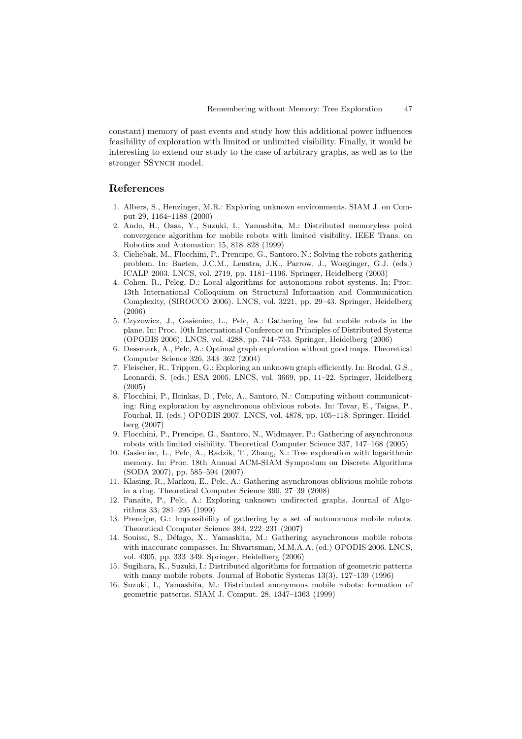constant) memory of past events and study how this additional power influences feasibility of exploration with limited or unlimited visibility. Finally, it would be interesting to extend our study to the case of arbitrary graphs, as well as to the stronger SSynch model.

## References

1. Albers, S., Henzinger, M.R.: Exploring unknown environments. SIAM J. on Comput 29, 1164–1188 (2000)
2. Ando, H., Oasa, Y., Suzuki, I., Yamashita, M.: Distributed memoryless point convergence algorithm for mobile robots with limited visibility. IEEE Trans. on Robotics and Automation 15, 818–828 (1999)
3. Cieliebak, M., Flocchini, P., Prencipe, G., Santoro, N.: Solving the robots gathering problem. In: Baeten, J.C.M., Lenstra, J.K., Parrow, J., Woeginger, G.J. (eds.) ICALP 2003. LNCS, vol. 2719, pp. 1181–1196. Springer, Heidelberg (2003)
4. Cohen, R., Peleg, D.: Local algorithms for autonomous robot systems. In: Proc. 13th International Colloquium on Structural Information and Communication Complexity, (SIROCCO 2006). LNCS, vol. 3221, pp. 29–43. Springer, Heidelberg (2006)
5. Czyzowicz, J., Gasieniec, L., Pelc, A.: Gathering few fat mobile robots in the plane. In: Proc. 10th International Conference on Principles of Distributed Systems (OPODIS 2006). LNCS, vol. 4288, pp. 744–753. Springer, Heidelberg (2006)
6. Dessmark, A., Pelc, A.: Optimal graph exploration without good maps. Theoretical Computer Science 326, 343–362 (2004)
7. Fleischer, R., Trippen, G.: Exploring an unknown graph efficiently. In: Brodal, G.S., Leonardi, S. (eds.) ESA 2005. LNCS, vol. 3669, pp. 11–22. Springer, Heidelberg (2005)
8. Flocchini, P., Ilcinkas, D., Pelc, A., Santoro, N.: Computing without communicating: Ring exploration by asynchronous oblivious robots. In: Tovar, E., Tsigas, P., Fouchal, H. (eds.) OPODIS 2007. LNCS, vol. 4878, pp. 105–118. Springer, Heidelberg (2007)
9. Flocchini, P., Prencipe, G., Santoro, N., Widmayer, P.: Gathering of asynchronous robots with limited visibility. Theoretical Computer Science 337, 147–168 (2005)
10. Gasieniec, L., Pelc, A., Radzik, T., Zhang, X.: Tree exploration with logarithmic memory. In: Proc. 18th Annual ACM-SIAM Symposium on Discrete Algorithms (SODA 2007), pp. 585–594 (2007)
11. Klasing, R., Markou, E., Pelc, A.: Gathering asynchronous oblivious mobile robots in a ring. Theoretical Computer Science 390, 27–39 (2008)
12. Panaite, P., Pelc, A.: Exploring unknown undirected graphs. Journal of Algorithms 33, 281–295 (1999)
13. Prencipe, G.: Impossibility of gathering by a set of autonomous mobile robots. Theoretical Computer Science 384, 222–231 (2007)
14. Souissi, S., Défago, X., Yamashita, M.: Gathering asynchronous mobile robots with inaccurate compasses. In: Shvartsman, M.M.A.A. (ed.) OPODIS 2006. LNCS, vol. 4305, pp. 333–349. Springer, Heidelberg (2006)
15. Sugihara, K., Suzuki, I.: Distributed algorithms for formation of geometric patterns with many mobile robots. Journal of Robotic Systems 13(3), 127–139 (1996)
16. Suzuki, I., Yamashita, M.: Distributed anonymous mobile robots: formation of geometric patterns. SIAM J. Comput. 28, 1347–1363 (1999)